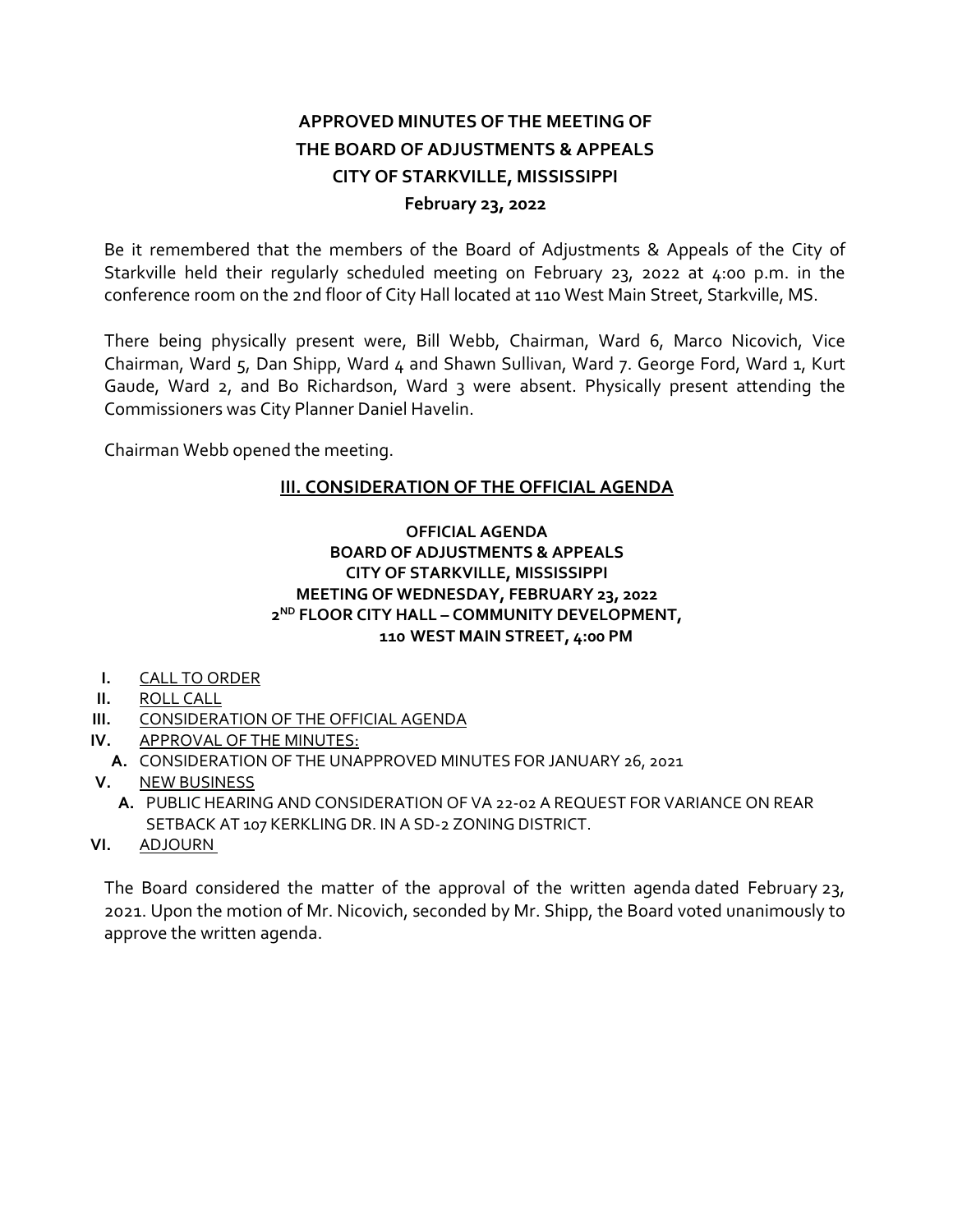# APPROVED MINUTES OF THE MEETING OF THE BOARD OF ADJUSTMENTS & APPEALS CITY OF STARKVILLE, MISSISSIPPI

**February 23, 2022**

Be it remembered that the members of the Board of Adjustments & Appeals of the City of Starkville held their regularly scheduled meeting on February 23, 2022 at 4:00 p.m. in the conference room on the 2nd floor of City Hall located at 110 West Main Street, Starkville, MS.

There being physically present were, Bill Webb, Chairman, Ward 6, Marco Nicovich, Vice Chairman, Ward 5, Dan Shipp, Ward 4 and Shawn Sullivan, Ward 7. George Ford, Ward 1, Kurt Gaude, Ward 2, and Bo Richardson, Ward 3 were absent. Physically present attending the Commissioners was City Planner Daniel Havelin.

Chairman Webb opened the meeting.

## III. CONSIDERATION OF THE OFFICIAL AGENDA

**OFFICIAL AGENDA**
**BOARD OF ADJUSTMENTS & APPEALS**
**CITY OF STARKVILLE, MISSISSIPPI**
**MEETING OF WEDNESDAY, FEBRUARY 23, 2022**
**2ND FLOOR CITY HALL – COMMUNITY DEVELOPMENT,**
**110 WEST MAIN STREET, 4:00 PM**

- **I.** CALL TO ORDER
- **II.** ROLL CALL
- **III.** CONSIDERATION OF THE OFFICIAL AGENDA
- **IV.** APPROVAL OF THE MINUTES:
  - **A.** CONSIDERATION OF THE UNAPPROVED MINUTES FOR JANUARY 26, 2021
- **V.** NEW BUSINESS
  - **A.** PUBLIC HEARING AND CONSIDERATION OF VA 22-02 A REQUEST FOR VARIANCE ON REAR SETBACK AT 107 KERKLING DR. IN A SD-2 ZONING DISTRICT.
- **VI.** ADJOURN

The Board considered the matter of the approval of the written agenda dated February 23, 2021. Upon the motion of Mr. Nicovich, seconded by Mr. Shipp, the Board voted unanimously to approve the written agenda.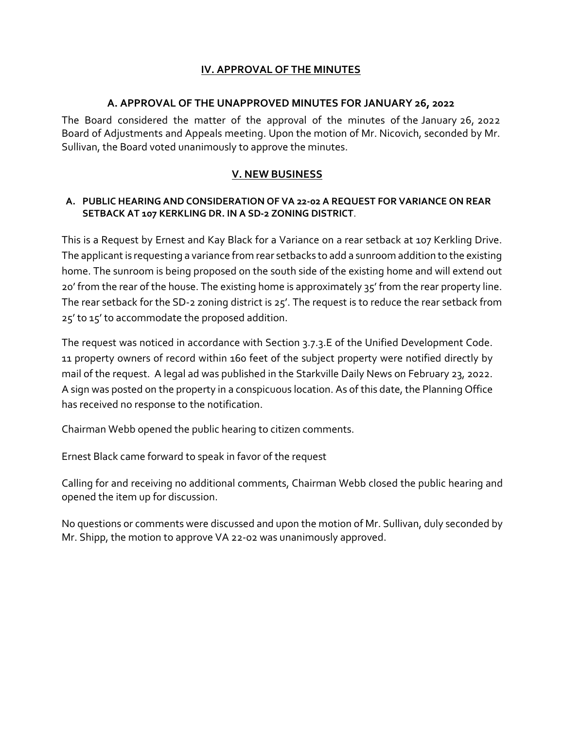## IV. APPROVAL OF THE MINUTES

### A. APPROVAL OF THE UNAPPROVED MINUTES FOR JANUARY 26, 2022

The Board considered the matter of the approval of the minutes of the January 26, 2022 Board of Adjustments and Appeals meeting. Upon the motion of Mr. Nicovich, seconded by Mr. Sullivan, the Board voted unanimously to approve the minutes.

## V. NEW BUSINESS

### A. PUBLIC HEARING AND CONSIDERATION OF VA 22-02 A REQUEST FOR VARIANCE ON REAR SETBACK AT 107 KERKLING DR. IN A SD-2 ZONING DISTRICT.

This is a Request by Ernest and Kay Black for a Variance on a rear setback at 107 Kerkling Drive. The applicant is requesting a variance from rear setbacks to add a sunroom addition to the existing home. The sunroom is being proposed on the south side of the existing home and will extend out 20' from the rear of the house. The existing home is approximately 35' from the rear property line. The rear setback for the SD-2 zoning district is 25'. The request is to reduce the rear setback from 25' to 15' to accommodate the proposed addition.

The request was noticed in accordance with Section 3.7.3.E of the Unified Development Code. 11 property owners of record within 160 feet of the subject property were notified directly by mail of the request. A legal ad was published in the Starkville Daily News on February 23, 2022. A sign was posted on the property in a conspicuous location. As of this date, the Planning Office has received no response to the notification.

Chairman Webb opened the public hearing to citizen comments.

Ernest Black came forward to speak in favor of the request

Calling for and receiving no additional comments, Chairman Webb closed the public hearing and opened the item up for discussion.

No questions or comments were discussed and upon the motion of Mr. Sullivan, duly seconded by Mr. Shipp, the motion to approve VA 22-02 was unanimously approved.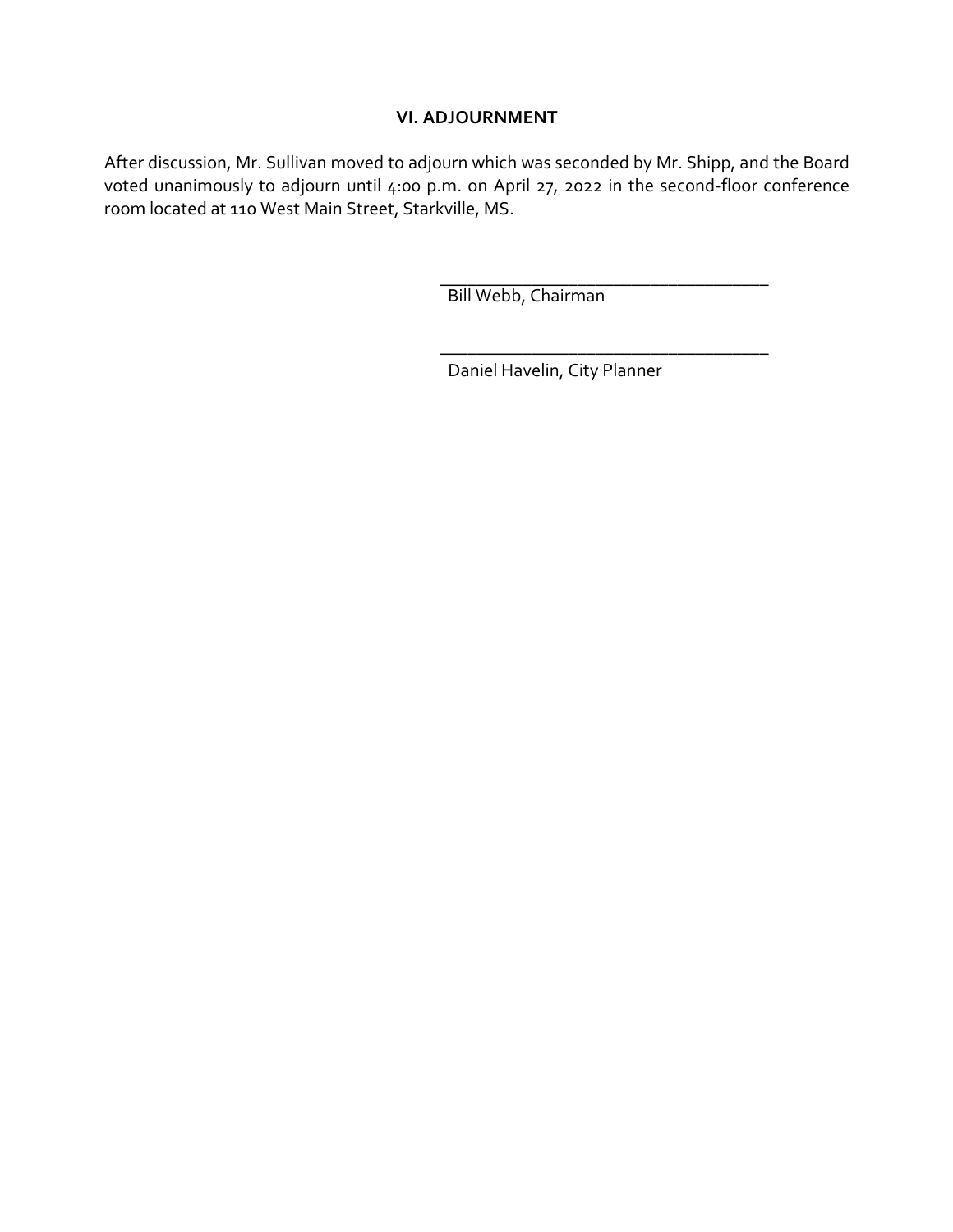## VI. ADJOURNMENT

After discussion, Mr. Sullivan moved to adjourn which was seconded by Mr. Shipp, and the Board voted unanimously to adjourn until 4:00 p.m. on April 27, 2022 in the second-floor conference room located at 110 West Main Street, Starkville, MS.

\_\_\_\_\_\_\_\_\_\_\_\_\_\_\_\_\_\_\_\_\_\_\_\_\_\_\_\_\_\_\_\_\_\_\_\_
Bill Webb, Chairman

\_\_\_\_\_\_\_\_\_\_\_\_\_\_\_\_\_\_\_\_\_\_\_\_\_\_\_\_\_\_\_\_\_\_\_\_
Daniel Havelin, City Planner